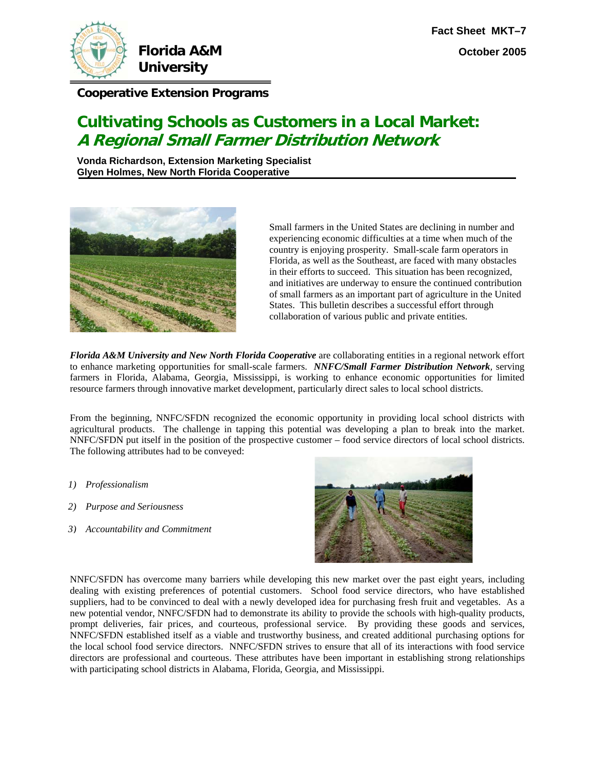Fact Sheet MKT–7

October 2005

**Florida A&M University**

**Cooperative Extension Programs**

# Cultivating Schools as Customers in a Local Market: *A Regional Small Farmer Distribution Network*

**Vonda Richardson, Extension Marketing Specialist**
**Glyen Holmes, New North Florida Cooperative**

Small farmers in the United States are declining in number and experiencing economic difficulties at a time when much of the country is enjoying prosperity. Small-scale farm operators in Florida, as well as the Southeast, are faced with many obstacles in their efforts to succeed. This situation has been recognized, and initiatives are underway to ensure the continued contribution of small farmers as an important part of agriculture in the United States. This bulletin describes a successful effort through collaboration of various public and private entities.

***Florida A&M University and New North Florida Cooperative*** are collaborating entities in a regional network effort to enhance marketing opportunities for small-scale farmers. ***NNFC/Small Farmer Distribution Network***, serving farmers in Florida, Alabama, Georgia, Mississippi, is working to enhance economic opportunities for limited resource farmers through innovative market development, particularly direct sales to local school districts.

From the beginning, NNFC/SFDN recognized the economic opportunity in providing local school districts with agricultural products. The challenge in tapping this potential was developing a plan to break into the market. NNFC/SFDN put itself in the position of the prospective customer – food service directors of local school districts. The following attributes had to be conveyed:

1) *Professionalism*
2) *Purpose and Seriousness*
3) *Accountability and Commitment*

NNFC/SFDN has overcome many barriers while developing this new market over the past eight years, including dealing with existing preferences of potential customers. School food service directors, who have established suppliers, had to be convinced to deal with a newly developed idea for purchasing fresh fruit and vegetables. As a new potential vendor, NNFC/SFDN had to demonstrate its ability to provide the schools with high-quality products, prompt deliveries, fair prices, and courteous, professional service. By providing these goods and services, NNFC/SFDN established itself as a viable and trustworthy business, and created additional purchasing options for the local school food service directors. NNFC/SFDN strives to ensure that all of its interactions with food service directors are professional and courteous. These attributes have been important in establishing strong relationships with participating school districts in Alabama, Florida, Georgia, and Mississippi.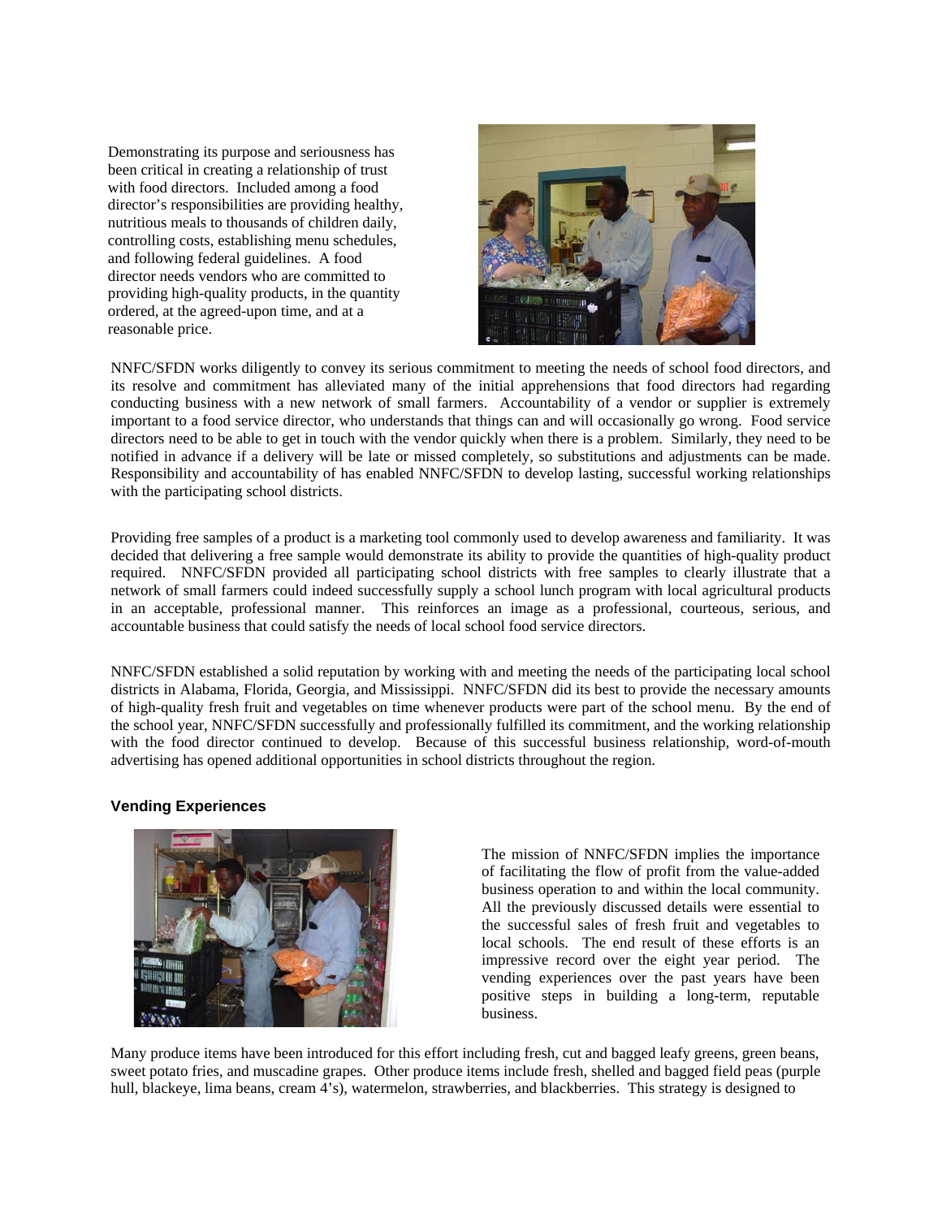Demonstrating its purpose and seriousness has been critical in creating a relationship of trust with food directors. Included among a food director's responsibilities are providing healthy, nutritious meals to thousands of children daily, controlling costs, establishing menu schedules, and following federal guidelines. A food director needs vendors who are committed to providing high-quality products, in the quantity ordered, at the agreed-upon time, and at a reasonable price.

NNFC/SFDN works diligently to convey its serious commitment to meeting the needs of school food directors, and its resolve and commitment has alleviated many of the initial apprehensions that food directors had regarding conducting business with a new network of small farmers. Accountability of a vendor or supplier is extremely important to a food service director, who understands that things can and will occasionally go wrong. Food service directors need to be able to get in touch with the vendor quickly when there is a problem. Similarly, they need to be notified in advance if a delivery will be late or missed completely, so substitutions and adjustments can be made. Responsibility and accountability of has enabled NNFC/SFDN to develop lasting, successful working relationships with the participating school districts.

Providing free samples of a product is a marketing tool commonly used to develop awareness and familiarity. It was decided that delivering a free sample would demonstrate its ability to provide the quantities of high-quality product required. NNFC/SFDN provided all participating school districts with free samples to clearly illustrate that a network of small farmers could indeed successfully supply a school lunch program with local agricultural products in an acceptable, professional manner. This reinforces an image as a professional, courteous, serious, and accountable business that could satisfy the needs of local school food service directors.

NNFC/SFDN established a solid reputation by working with and meeting the needs of the participating local school districts in Alabama, Florida, Georgia, and Mississippi. NNFC/SFDN did its best to provide the necessary amounts of high-quality fresh fruit and vegetables on time whenever products were part of the school menu. By the end of the school year, NNFC/SFDN successfully and professionally fulfilled its commitment, and the working relationship with the food director continued to develop. Because of this successful business relationship, word-of-mouth advertising has opened additional opportunities in school districts throughout the region.

### Vending Experiences

The mission of NNFC/SFDN implies the importance of facilitating the flow of profit from the value-added business operation to and within the local community. All the previously discussed details were essential to the successful sales of fresh fruit and vegetables to local schools. The end result of these efforts is an impressive record over the eight year period. The vending experiences over the past years have been positive steps in building a long-term, reputable business.

Many produce items have been introduced for this effort including fresh, cut and bagged leafy greens, green beans, sweet potato fries, and muscadine grapes. Other produce items include fresh, shelled and bagged field peas (purple hull, blackeye, lima beans, cream 4's), watermelon, strawberries, and blackberries. This strategy is designed to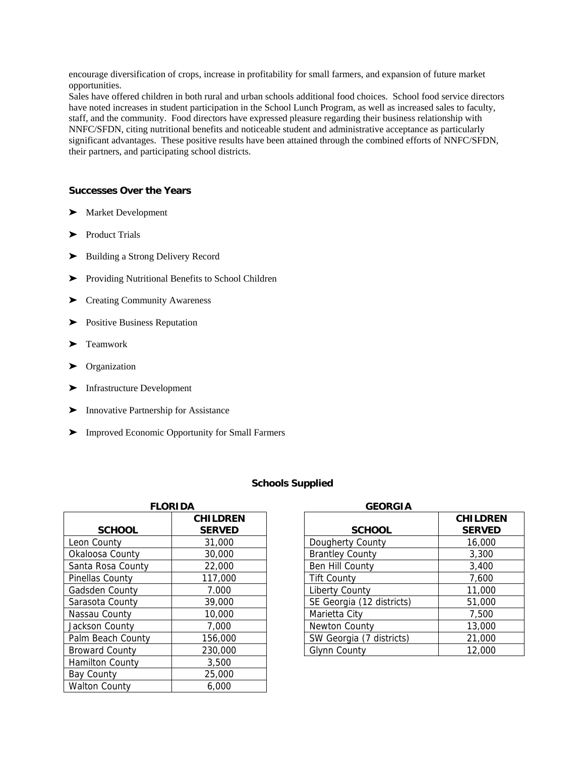encourage diversification of crops, increase in profitability for small farmers, and expansion of future market opportunities.

Sales have offered children in both rural and urban schools additional food choices. School food service directors have noted increases in student participation in the School Lunch Program, as well as increased sales to faculty, staff, and the community. Food directors have expressed pleasure regarding their business relationship with NNFC/SFDN, citing nutritional benefits and noticeable student and administrative acceptance as particularly significant advantages. These positive results have been attained through the combined efforts of NNFC/SFDN, their partners, and participating school districts.

### Successes Over the Years

- Market Development
- Product Trials
- Building a Strong Delivery Record
- Providing Nutritional Benefits to School Children
- Creating Community Awareness
- Positive Business Reputation
- Teamwork
- Organization
- Infrastructure Development
- Innovative Partnership for Assistance
- Improved Economic Opportunity for Small Farmers

### Schools Supplied

**FLORIDA**

| SCHOOL | CHILDREN SERVED |
|---|---|
| Leon County | 31,000 |
| Okaloosa County | 30,000 |
| Santa Rosa County | 22,000 |
| Pinellas County | 117,000 |
| Gadsden County | 7.000 |
| Sarasota County | 39,000 |
| Nassau County | 10,000 |
| Jackson County | 7,000 |
| Palm Beach County | 156,000 |
| Broward County | 230,000 |
| Hamilton County | 3,500 |
| Bay County | 25,000 |
| Walton County | 6,000 |

**GEORGIA**

| SCHOOL | CHILDREN SERVED |
|---|---|
| Dougherty County | 16,000 |
| Brantley County | 3,300 |
| Ben Hill County | 3,400 |
| Tift County | 7,600 |
| Liberty County | 11,000 |
| SE Georgia (12 districts) | 51,000 |
| Marietta City | 7,500 |
| Newton County | 13,000 |
| SW Georgia (7 districts) | 21,000 |
| Glynn County | 12,000 |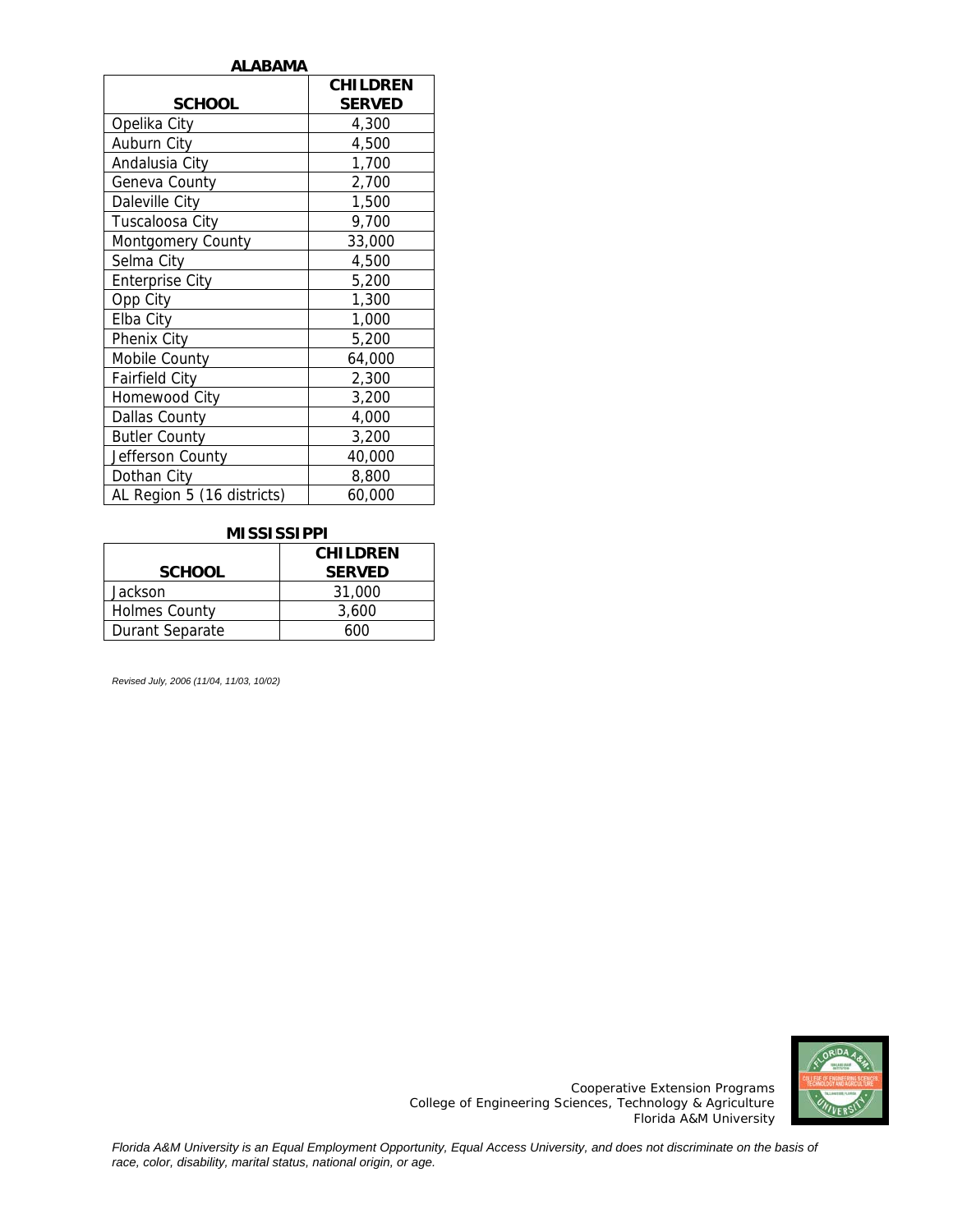**ALABAMA**

| SCHOOL | CHILDREN SERVED |
| --- | --- |
| Opelika City | 4,300 |
| Auburn City | 4,500 |
| Andalusia City | 1,700 |
| Geneva County | 2,700 |
| Daleville City | 1,500 |
| Tuscaloosa City | 9,700 |
| Montgomery County | 33,000 |
| Selma City | 4,500 |
| Enterprise City | 5,200 |
| Opp City | 1,300 |
| Elba City | 1,000 |
| Phenix City | 5,200 |
| Mobile County | 64,000 |
| Fairfield City | 2,300 |
| Homewood City | 3,200 |
| Dallas County | 4,000 |
| Butler County | 3,200 |
| Jefferson County | 40,000 |
| Dothan City | 8,800 |
| AL Region 5 (16 districts) | 60,000 |

**MISSISSIPPI**

| SCHOOL | CHILDREN SERVED |
| --- | --- |
| Jackson | 31,000 |
| Holmes County | 3,600 |
| Durant Separate | 600 |

*Revised July, 2006 (11/04, 11/03, 10/02)*

Cooperative Extension Programs
College of Engineering Sciences, Technology & Agriculture
Florida A&M University

*Florida A&M University is an Equal Employment Opportunity, Equal Access University, and does not discriminate on the basis of race, color, disability, marital status, national origin, or age.*